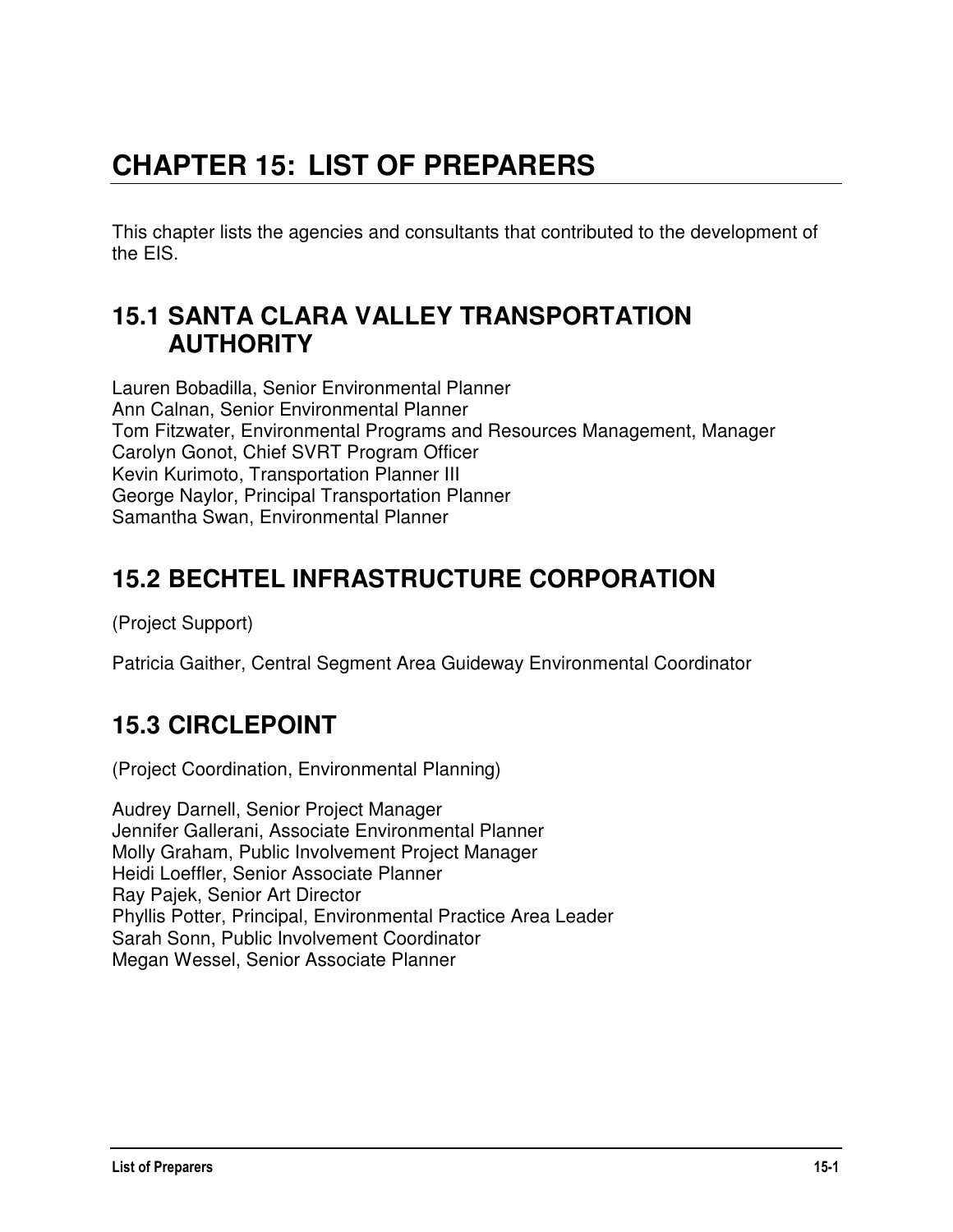# CHAPTER 15: LIST OF PREPARERS

This chapter lists the agencies and consultants that contributed to the development of the EIS.

## 15.1 SANTA CLARA VALLEY TRANSPORTATION AUTHORITY

Lauren Bobadilla, Senior Environmental Planner
Ann Calnan, Senior Environmental Planner
Tom Fitzwater, Environmental Programs and Resources Management, Manager
Carolyn Gonot, Chief SVRT Program Officer
Kevin Kurimoto, Transportation Planner III
George Naylor, Principal Transportation Planner
Samantha Swan, Environmental Planner

## 15.2 BECHTEL INFRASTRUCTURE CORPORATION

(Project Support)

Patricia Gaither, Central Segment Area Guideway Environmental Coordinator

## 15.3 CIRCLEPOINT

(Project Coordination, Environmental Planning)

Audrey Darnell, Senior Project Manager
Jennifer Gallerani, Associate Environmental Planner
Molly Graham, Public Involvement Project Manager
Heidi Loeffler, Senior Associate Planner
Ray Pajek, Senior Art Director
Phyllis Potter, Principal, Environmental Practice Area Leader
Sarah Sonn, Public Involvement Coordinator
Megan Wessel, Senior Associate Planner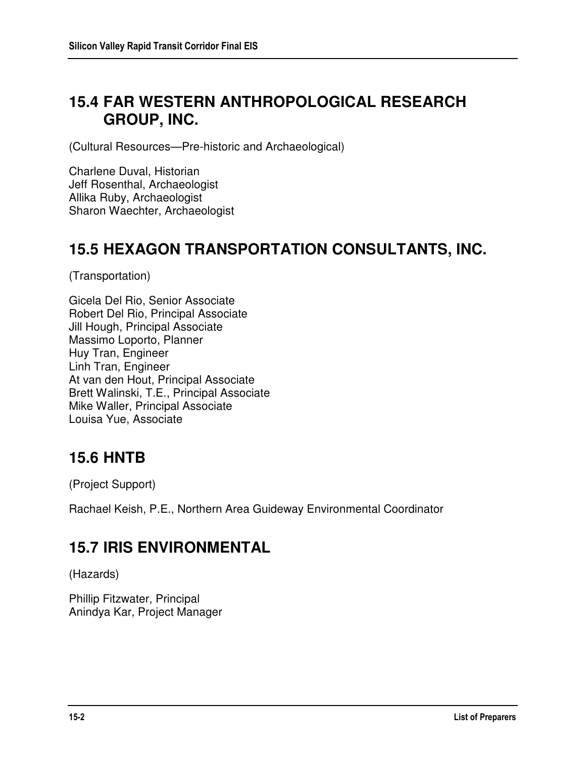## 15.4 FAR WESTERN ANTHROPOLOGICAL RESEARCH GROUP, INC.

(Cultural Resources—Pre-historic and Archaeological)

Charlene Duval, Historian
Jeff Rosenthal, Archaeologist
Allika Ruby, Archaeologist
Sharon Waechter, Archaeologist

## 15.5 HEXAGON TRANSPORTATION CONSULTANTS, INC.

(Transportation)

Gicela Del Rio, Senior Associate
Robert Del Rio, Principal Associate
Jill Hough, Principal Associate
Massimo Loporto, Planner
Huy Tran, Engineer
Linh Tran, Engineer
At van den Hout, Principal Associate
Brett Walinski, T.E., Principal Associate
Mike Waller, Principal Associate
Louisa Yue, Associate

## 15.6 HNTB

(Project Support)

Rachael Keish, P.E., Northern Area Guideway Environmental Coordinator

## 15.7 IRIS ENVIRONMENTAL

(Hazards)

Phillip Fitzwater, Principal
Anindya Kar, Project Manager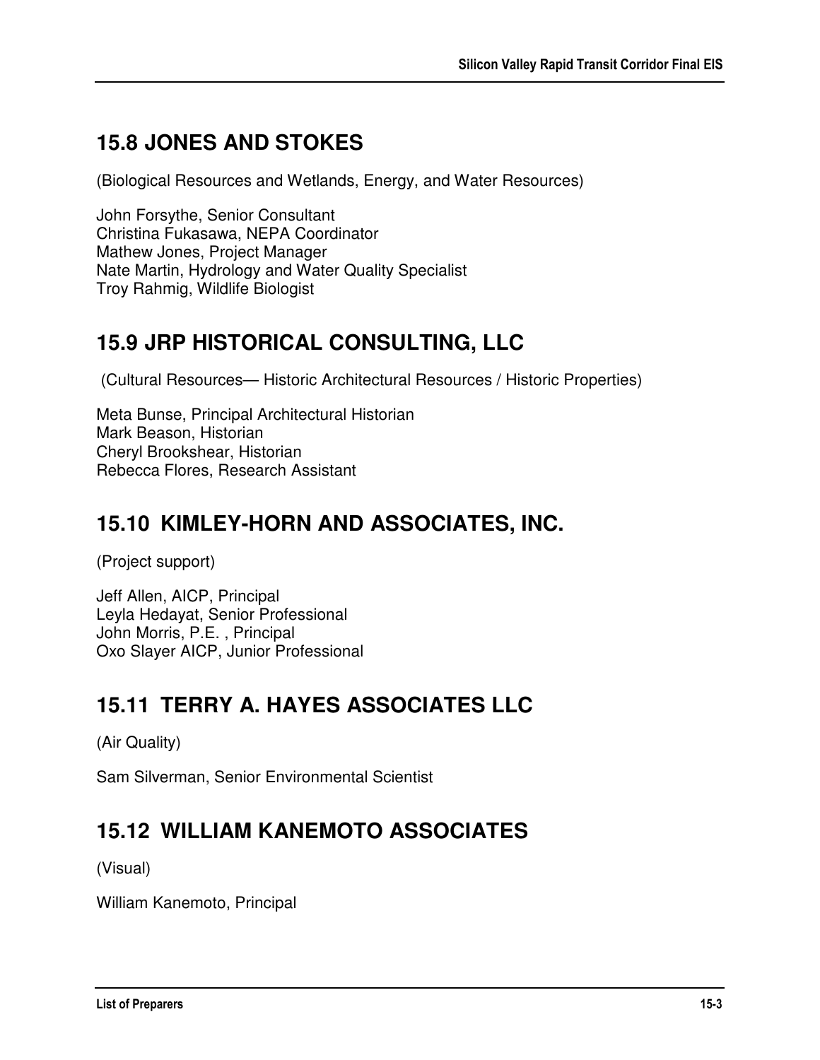## 15.8 JONES AND STOKES

(Biological Resources and Wetlands, Energy, and Water Resources)

John Forsythe, Senior Consultant
Christina Fukasawa, NEPA Coordinator
Mathew Jones, Project Manager
Nate Martin, Hydrology and Water Quality Specialist
Troy Rahmig, Wildlife Biologist

## 15.9 JRP HISTORICAL CONSULTING, LLC

(Cultural Resources— Historic Architectural Resources / Historic Properties)

Meta Bunse, Principal Architectural Historian
Mark Beason, Historian
Cheryl Brookshear, Historian
Rebecca Flores, Research Assistant

## 15.10 KIMLEY-HORN AND ASSOCIATES, INC.

(Project support)

Jeff Allen, AICP, Principal
Leyla Hedayat, Senior Professional
John Morris, P.E. , Principal
Oxo Slayer AICP, Junior Professional

## 15.11 TERRY A. HAYES ASSOCIATES LLC

(Air Quality)

Sam Silverman, Senior Environmental Scientist

## 15.12 WILLIAM KANEMOTO ASSOCIATES

(Visual)

William Kanemoto, Principal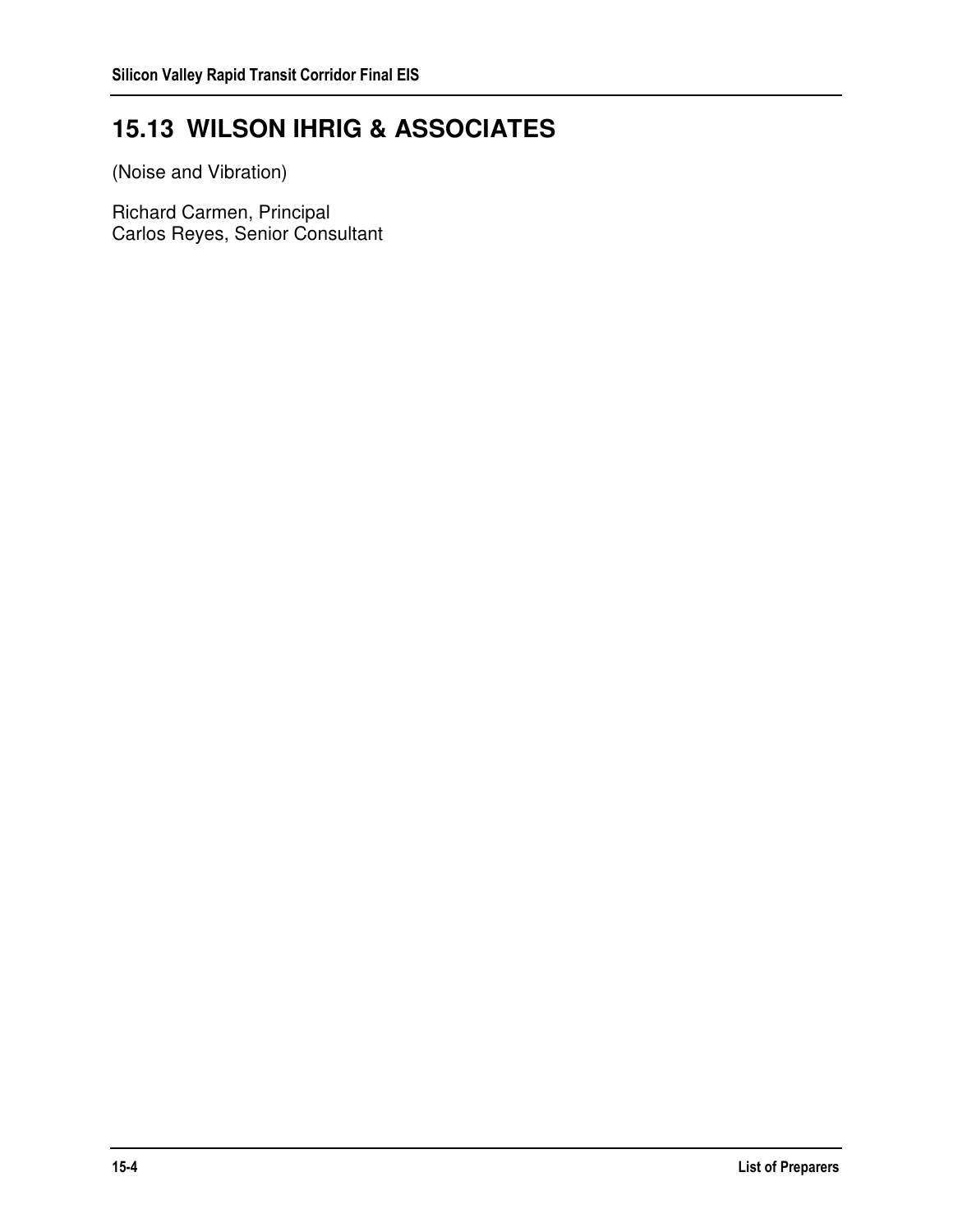## 15.13 WILSON IHRIG & ASSOCIATES

(Noise and Vibration)

Richard Carmen, Principal
Carlos Reyes, Senior Consultant